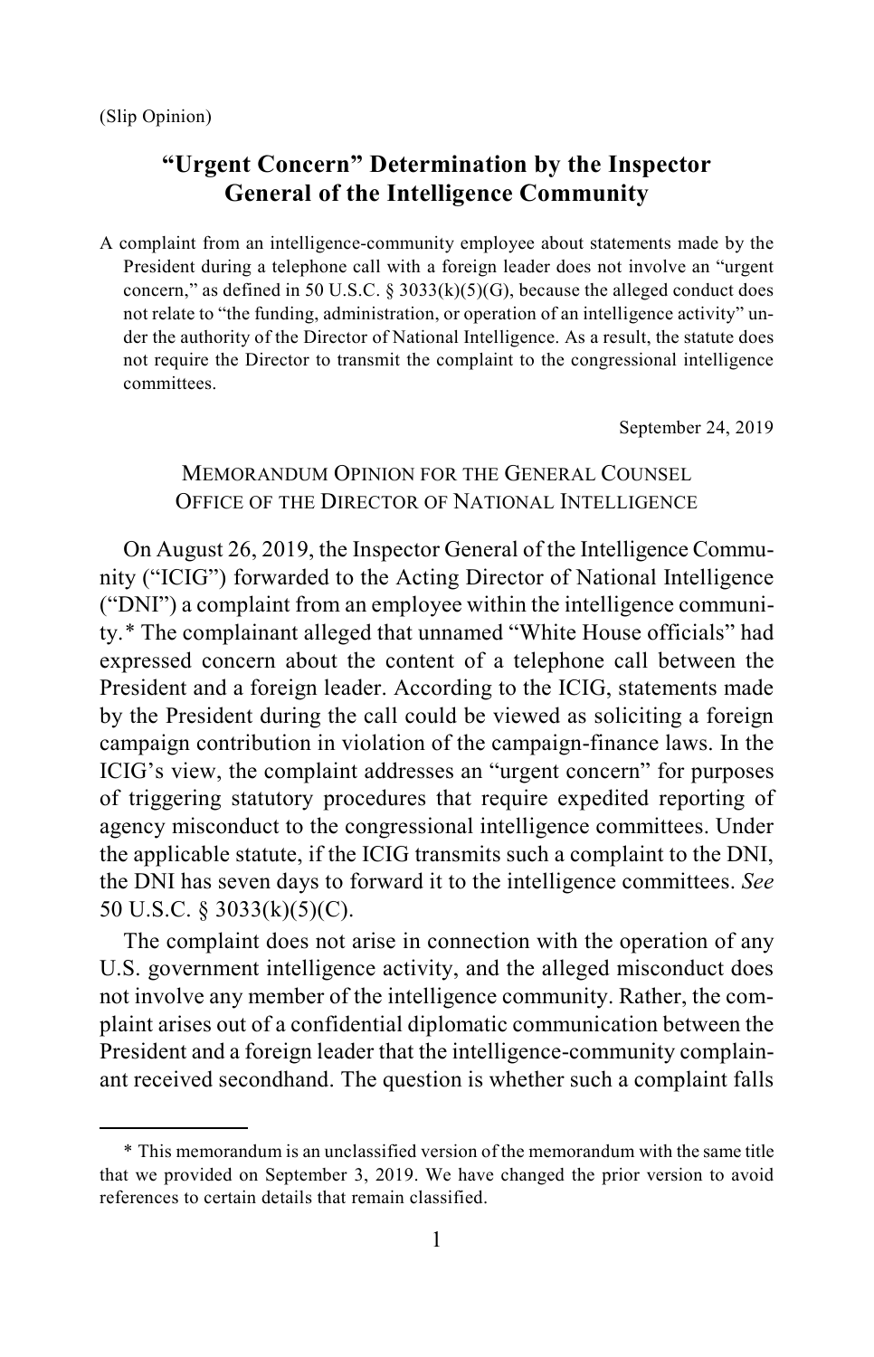(Slip Opinion)

# "Urgent Concern" Determination by the Inspector General of the Intelligence Community

A complaint from an intelligence-community employee about statements made by the President during a telephone call with a foreign leader does not involve an "urgent concern," as defined in 50 U.S.C. § 3033(k)(5)(G), because the alleged conduct does not relate to "the funding, administration, or operation of an intelligence activity" under the authority of the Director of National Intelligence. As a result, the statute does not require the Director to transmit the complaint to the congressional intelligence committees.

September 24, 2019

MEMORANDUM OPINION FOR THE GENERAL COUNSEL
OFFICE OF THE DIRECTOR OF NATIONAL INTELLIGENCE

On August 26, 2019, the Inspector General of the Intelligence Community ("ICIG") forwarded to the Acting Director of National Intelligence ("DNI") a complaint from an employee within the intelligence community.* The complainant alleged that unnamed "White House officials" had expressed concern about the content of a telephone call between the President and a foreign leader. According to the ICIG, statements made by the President during the call could be viewed as soliciting a foreign campaign contribution in violation of the campaign-finance laws. In the ICIG's view, the complaint addresses an "urgent concern" for purposes of triggering statutory procedures that require expedited reporting of agency misconduct to the congressional intelligence committees. Under the applicable statute, if the ICIG transmits such a complaint to the DNI, the DNI has seven days to forward it to the intelligence committees. *See* 50 U.S.C. § 3033(k)(5)(C).

The complaint does not arise in connection with the operation of any U.S. government intelligence activity, and the alleged misconduct does not involve any member of the intelligence community. Rather, the complaint arises out of a confidential diplomatic communication between the President and a foreign leader that the intelligence-community complainant received secondhand. The question is whether such a complaint falls

---

\* This memorandum is an unclassified version of the memorandum with the same title that we provided on September 3, 2019. We have changed the prior version to avoid references to certain details that remain classified.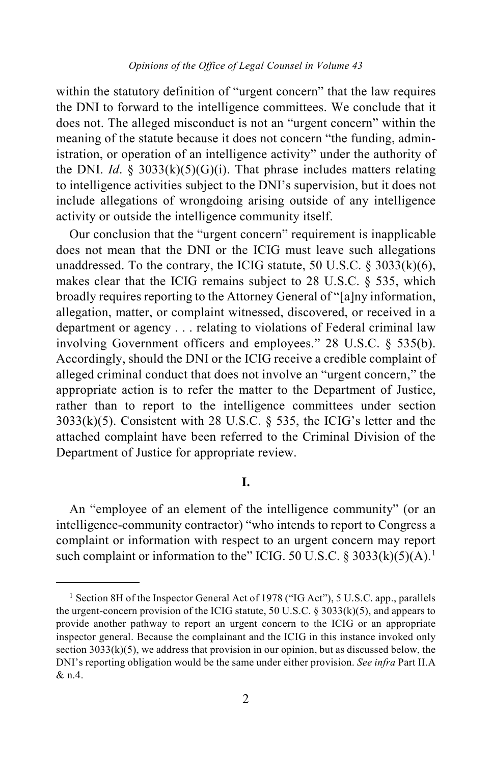within the statutory definition of "urgent concern" that the law requires the DNI to forward to the intelligence committees. We conclude that it does not. The alleged misconduct is not an "urgent concern" within the meaning of the statute because it does not concern "the funding, administration, or operation of an intelligence activity" under the authority of the DNI. *Id*. § 3033(k)(5)(G)(i). That phrase includes matters relating to intelligence activities subject to the DNI's supervision, but it does not include allegations of wrongdoing arising outside of any intelligence activity or outside the intelligence community itself.

Our conclusion that the "urgent concern" requirement is inapplicable does not mean that the DNI or the ICIG must leave such allegations unaddressed. To the contrary, the ICIG statute, 50 U.S.C. § 3033(k)(6), makes clear that the ICIG remains subject to 28 U.S.C. § 535, which broadly requires reporting to the Attorney General of "[a]ny information, allegation, matter, or complaint witnessed, discovered, or received in a department or agency . . . relating to violations of Federal criminal law involving Government officers and employees." 28 U.S.C. § 535(b). Accordingly, should the DNI or the ICIG receive a credible complaint of alleged criminal conduct that does not involve an "urgent concern," the appropriate action is to refer the matter to the Department of Justice, rather than to report to the intelligence committees under section 3033(k)(5). Consistent with 28 U.S.C. § 535, the ICIG's letter and the attached complaint have been referred to the Criminal Division of the Department of Justice for appropriate review.

## I.

An "employee of an element of the intelligence community" (or an intelligence-community contractor) "who intends to report to Congress a complaint or information with respect to an urgent concern may report such complaint or information to the" ICIG. 50 U.S.C. § 3033(k)(5)(A).[1]

[1] Section 8H of the Inspector General Act of 1978 ("IG Act"), 5 U.S.C. app., parallels the urgent-concern provision of the ICIG statute, 50 U.S.C. § 3033(k)(5), and appears to provide another pathway to report an urgent concern to the ICIG or an appropriate inspector general. Because the complainant and the ICIG in this instance invoked only section 3033(k)(5), we address that provision in our opinion, but as discussed below, the DNI's reporting obligation would be the same under either provision. *See infra* Part II.A & n.4.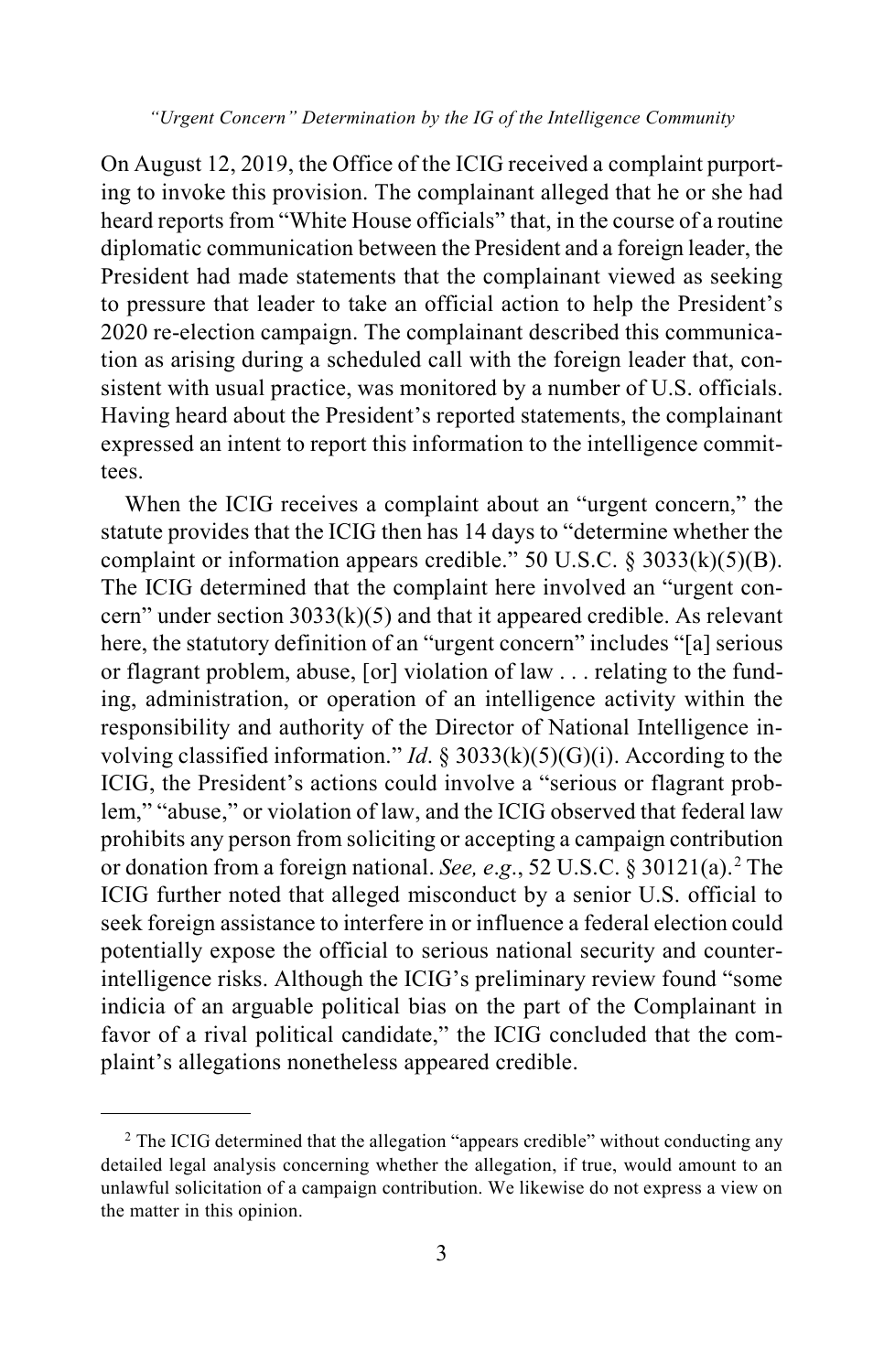On August 12, 2019, the Office of the ICIG received a complaint purporting to invoke this provision. The complainant alleged that he or she had heard reports from "White House officials" that, in the course of a routine diplomatic communication between the President and a foreign leader, the President had made statements that the complainant viewed as seeking to pressure that leader to take an official action to help the President's 2020 re-election campaign. The complainant described this communication as arising during a scheduled call with the foreign leader that, consistent with usual practice, was monitored by a number of U.S. officials. Having heard about the President's reported statements, the complainant expressed an intent to report this information to the intelligence committees.

When the ICIG receives a complaint about an "urgent concern," the statute provides that the ICIG then has 14 days to "determine whether the complaint or information appears credible." 50 U.S.C. § 3033(k)(5)(B). The ICIG determined that the complaint here involved an "urgent concern" under section 3033(k)(5) and that it appeared credible. As relevant here, the statutory definition of an "urgent concern" includes "[a] serious or flagrant problem, abuse, [or] violation of law . . . relating to the funding, administration, or operation of an intelligence activity within the responsibility and authority of the Director of National Intelligence involving classified information." *Id*. § 3033(k)(5)(G)(i). According to the ICIG, the President's actions could involve a "serious or flagrant problem," "abuse," or violation of law, and the ICIG observed that federal law prohibits any person from soliciting or accepting a campaign contribution or donation from a foreign national. *See, e.g*., 52 U.S.C. § 30121(a).[2] The ICIG further noted that alleged misconduct by a senior U.S. official to seek foreign assistance to interfere in or influence a federal election could potentially expose the official to serious national security and counterintelligence risks. Although the ICIG's preliminary review found "some indicia of an arguable political bias on the part of the Complainant in favor of a rival political candidate," the ICIG concluded that the complaint's allegations nonetheless appeared credible.

---

[2] The ICIG determined that the allegation "appears credible" without conducting any detailed legal analysis concerning whether the allegation, if true, would amount to an unlawful solicitation of a campaign contribution. We likewise do not express a view on the matter in this opinion.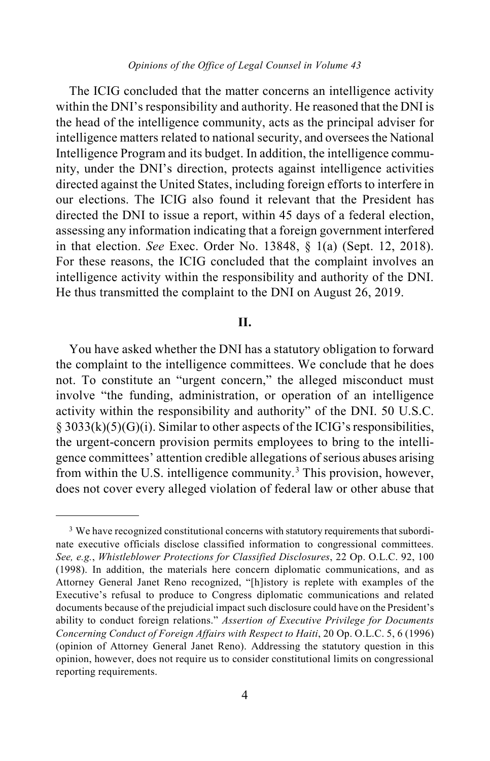The ICIG concluded that the matter concerns an intelligence activity within the DNI's responsibility and authority. He reasoned that the DNI is the head of the intelligence community, acts as the principal adviser for intelligence matters related to national security, and oversees the National Intelligence Program and its budget. In addition, the intelligence community, under the DNI's direction, protects against intelligence activities directed against the United States, including foreign efforts to interfere in our elections. The ICIG also found it relevant that the President has directed the DNI to issue a report, within 45 days of a federal election, assessing any information indicating that a foreign government interfered in that election. *See* Exec. Order No. 13848, § 1(a) (Sept. 12, 2018). For these reasons, the ICIG concluded that the complaint involves an intelligence activity within the responsibility and authority of the DNI. He thus transmitted the complaint to the DNI on August 26, 2019.

## II.

You have asked whether the DNI has a statutory obligation to forward the complaint to the intelligence committees. We conclude that he does not. To constitute an "urgent concern," the alleged misconduct must involve "the funding, administration, or operation of an intelligence activity within the responsibility and authority" of the DNI. 50 U.S.C. § 3033(k)(5)(G)(i). Similar to other aspects of the ICIG's responsibilities, the urgent-concern provision permits employees to bring to the intelligence committees' attention credible allegations of serious abuses arising from within the U.S. intelligence community.[3] This provision, however, does not cover every alleged violation of federal law or other abuse that

[3] We have recognized constitutional concerns with statutory requirements that subordinate executive officials disclose classified information to congressional committees. *See, e.g.*, *Whistleblower Protections for Classified Disclosures*, 22 Op. O.L.C. 92, 100 (1998). In addition, the materials here concern diplomatic communications, and as Attorney General Janet Reno recognized, "[h]istory is replete with examples of the Executive's refusal to produce to Congress diplomatic communications and related documents because of the prejudicial impact such disclosure could have on the President's ability to conduct foreign relations." *Assertion of Executive Privilege for Documents Concerning Conduct of Foreign Affairs with Respect to Haiti*, 20 Op. O.L.C. 5, 6 (1996) (opinion of Attorney General Janet Reno). Addressing the statutory question in this opinion, however, does not require us to consider constitutional limits on congressional reporting requirements.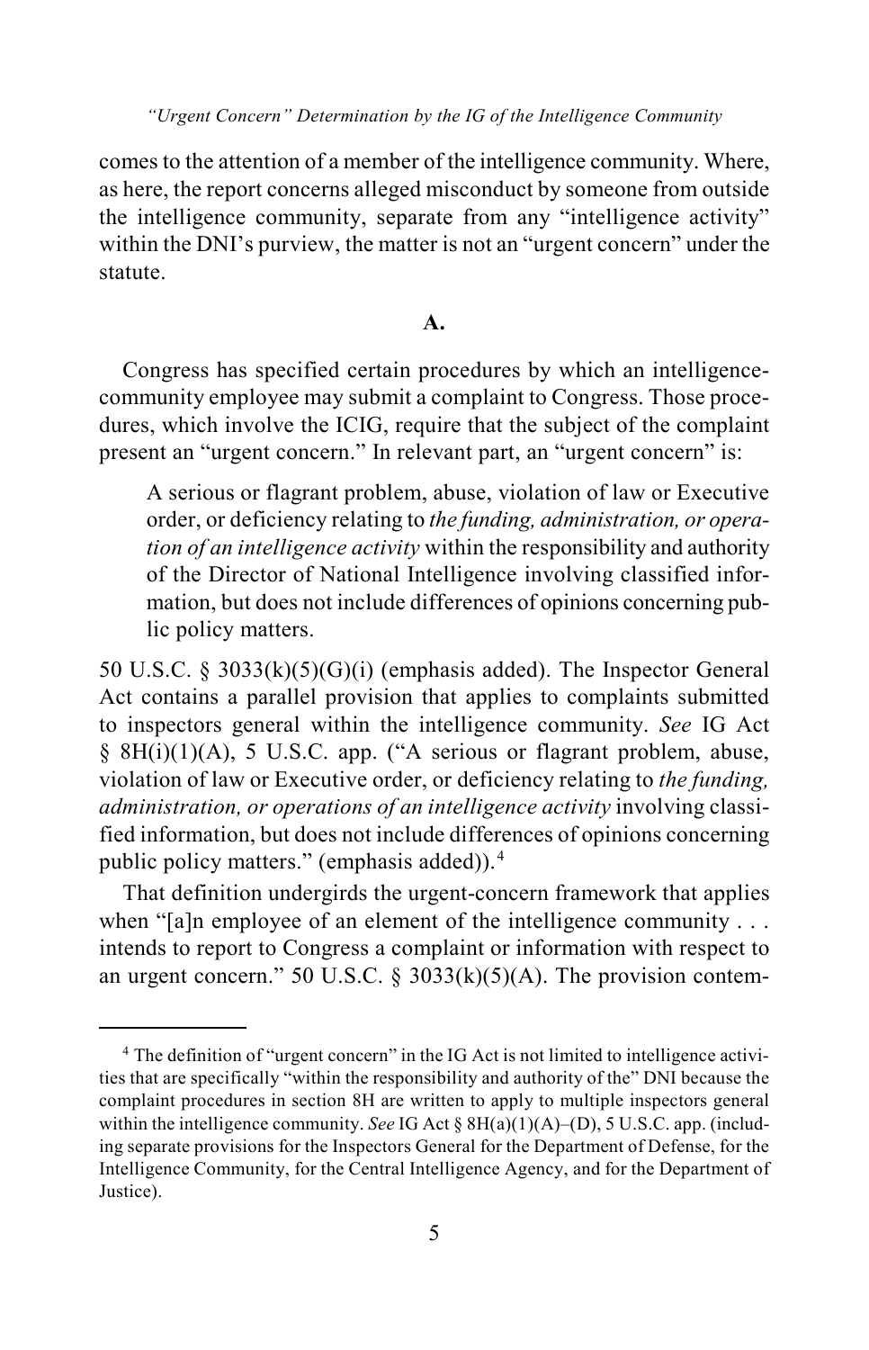comes to the attention of a member of the intelligence community. Where, as here, the report concerns alleged misconduct by someone from outside the intelligence community, separate from any "intelligence activity" within the DNI's purview, the matter is not an "urgent concern" under the statute.

### A.

Congress has specified certain procedures by which an intelligence-community employee may submit a complaint to Congress. Those procedures, which involve the ICIG, require that the subject of the complaint present an "urgent concern." In relevant part, an "urgent concern" is:

> A serious or flagrant problem, abuse, violation of law or Executive order, or deficiency relating to *the funding, administration, or operation of an intelligence activity* within the responsibility and authority of the Director of National Intelligence involving classified information, but does not include differences of opinions concerning public policy matters.

50 U.S.C. § 3033(k)(5)(G)(i) (emphasis added). The Inspector General Act contains a parallel provision that applies to complaints submitted to inspectors general within the intelligence community. *See* IG Act § 8H(i)(1)(A), 5 U.S.C. app. ("A serious or flagrant problem, abuse, violation of law or Executive order, or deficiency relating to *the funding, administration, or operations of an intelligence activity* involving classified information, but does not include differences of opinions concerning public policy matters." (emphasis added)).[4]

That definition undergirds the urgent-concern framework that applies when "[a]n employee of an element of the intelligence community . . . intends to report to Congress a complaint or information with respect to an urgent concern." 50 U.S.C. § 3033(k)(5)(A). The provision contem-

[4] The definition of "urgent concern" in the IG Act is not limited to intelligence activities that are specifically "within the responsibility and authority of the" DNI because the complaint procedures in section 8H are written to apply to multiple inspectors general within the intelligence community. *See* IG Act § 8H(a)(1)(A)–(D), 5 U.S.C. app. (including separate provisions for the Inspectors General for the Department of Defense, for the Intelligence Community, for the Central Intelligence Agency, and for the Department of Justice).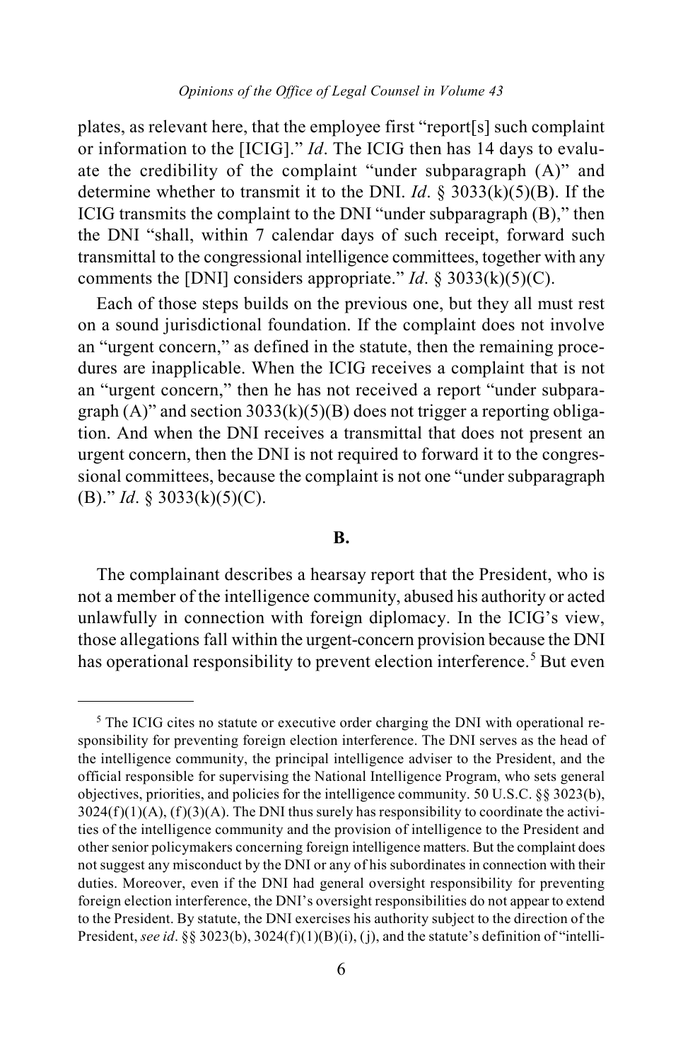plates, as relevant here, that the employee first "report[s] such complaint or information to the [ICIG]." *Id*. The ICIG then has 14 days to evaluate the credibility of the complaint "under subparagraph (A)" and determine whether to transmit it to the DNI. *Id*. § 3033(k)(5)(B). If the ICIG transmits the complaint to the DNI "under subparagraph (B)," then the DNI "shall, within 7 calendar days of such receipt, forward such transmittal to the congressional intelligence committees, together with any comments the [DNI] considers appropriate." *Id*. § 3033(k)(5)(C).

Each of those steps builds on the previous one, but they all must rest on a sound jurisdictional foundation. If the complaint does not involve an "urgent concern," as defined in the statute, then the remaining procedures are inapplicable. When the ICIG receives a complaint that is not an "urgent concern," then he has not received a report "under subparagraph (A)" and section 3033(k)(5)(B) does not trigger a reporting obligation. And when the DNI receives a transmittal that does not present an urgent concern, then the DNI is not required to forward it to the congressional committees, because the complaint is not one "under subparagraph (B)." *Id*. § 3033(k)(5)(C).

**B.**

The complainant describes a hearsay report that the President, who is not a member of the intelligence community, abused his authority or acted unlawfully in connection with foreign diplomacy. In the ICIG's view, those allegations fall within the urgent-concern provision because the DNI has operational responsibility to prevent election interference.[5] But even

[5] The ICIG cites no statute or executive order charging the DNI with operational responsibility for preventing foreign election interference. The DNI serves as the head of the intelligence community, the principal intelligence adviser to the President, and the official responsible for supervising the National Intelligence Program, who sets general objectives, priorities, and policies for the intelligence community. 50 U.S.C. §§ 3023(b), 3024(f)(1)(A), (f)(3)(A). The DNI thus surely has responsibility to coordinate the activities of the intelligence community and the provision of intelligence to the President and other senior policymakers concerning foreign intelligence matters. But the complaint does not suggest any misconduct by the DNI or any of his subordinates in connection with their duties. Moreover, even if the DNI had general oversight responsibility for preventing foreign election interference, the DNI's oversight responsibilities do not appear to extend to the President. By statute, the DNI exercises his authority subject to the direction of the President, *see id*. §§ 3023(b), 3024(f)(1)(B)(i), (j), and the statute's definition of "intelli-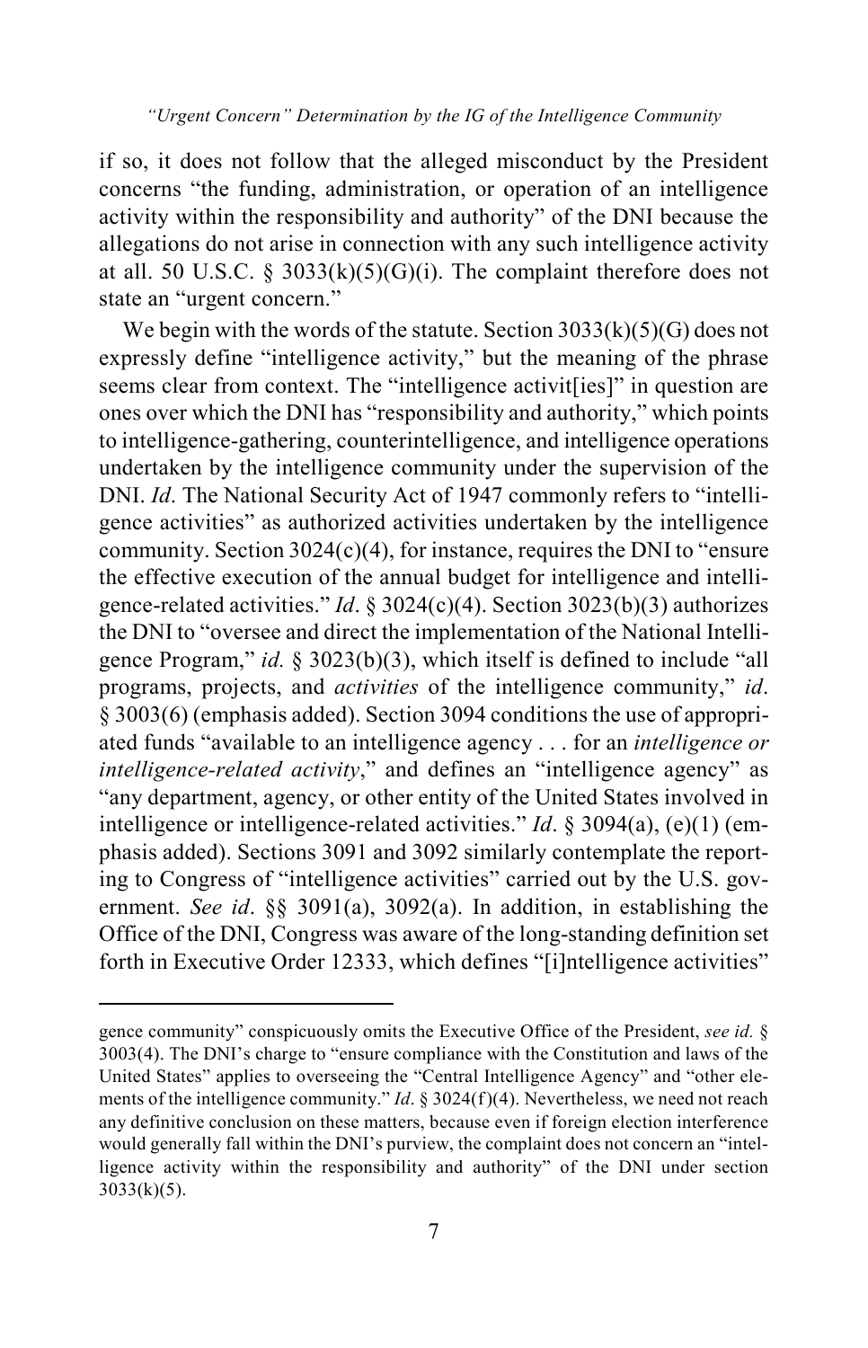if so, it does not follow that the alleged misconduct by the President concerns "the funding, administration, or operation of an intelligence activity within the responsibility and authority" of the DNI because the allegations do not arise in connection with any such intelligence activity at all. 50 U.S.C. § 3033(k)(5)(G)(i). The complaint therefore does not state an "urgent concern."

We begin with the words of the statute. Section 3033(k)(5)(G) does not expressly define "intelligence activity," but the meaning of the phrase seems clear from context. The "intelligence activit[ies]" in question are ones over which the DNI has "responsibility and authority," which points to intelligence-gathering, counterintelligence, and intelligence operations undertaken by the intelligence community under the supervision of the DNI. *Id*. The National Security Act of 1947 commonly refers to "intelligence activities" as authorized activities undertaken by the intelligence community. Section 3024(c)(4), for instance, requires the DNI to "ensure the effective execution of the annual budget for intelligence and intelligence-related activities." *Id*. § 3024(c)(4). Section 3023(b)(3) authorizes the DNI to "oversee and direct the implementation of the National Intelligence Program," *id.* § 3023(b)(3), which itself is defined to include "all programs, projects, and *activities* of the intelligence community," *id*. § 3003(6) (emphasis added). Section 3094 conditions the use of appropriated funds "available to an intelligence agency . . . for an *intelligence or intelligence-related activity*," and defines an "intelligence agency" as "any department, agency, or other entity of the United States involved in intelligence or intelligence-related activities." *Id*. § 3094(a), (e)(1) (emphasis added). Sections 3091 and 3092 similarly contemplate the reporting to Congress of "intelligence activities" carried out by the U.S. government. *See id*. §§ 3091(a), 3092(a). In addition, in establishing the Office of the DNI, Congress was aware of the long-standing definition set forth in Executive Order 12333, which defines "[i]ntelligence activities"

---

gence community" conspicuously omits the Executive Office of the President, *see id.* § 3003(4). The DNI's charge to "ensure compliance with the Constitution and laws of the United States" applies to overseeing the "Central Intelligence Agency" and "other elements of the intelligence community." *Id*. § 3024(f)(4). Nevertheless, we need not reach any definitive conclusion on these matters, because even if foreign election interference would generally fall within the DNI's purview, the complaint does not concern an "intelligence activity within the responsibility and authority" of the DNI under section 3033(k)(5).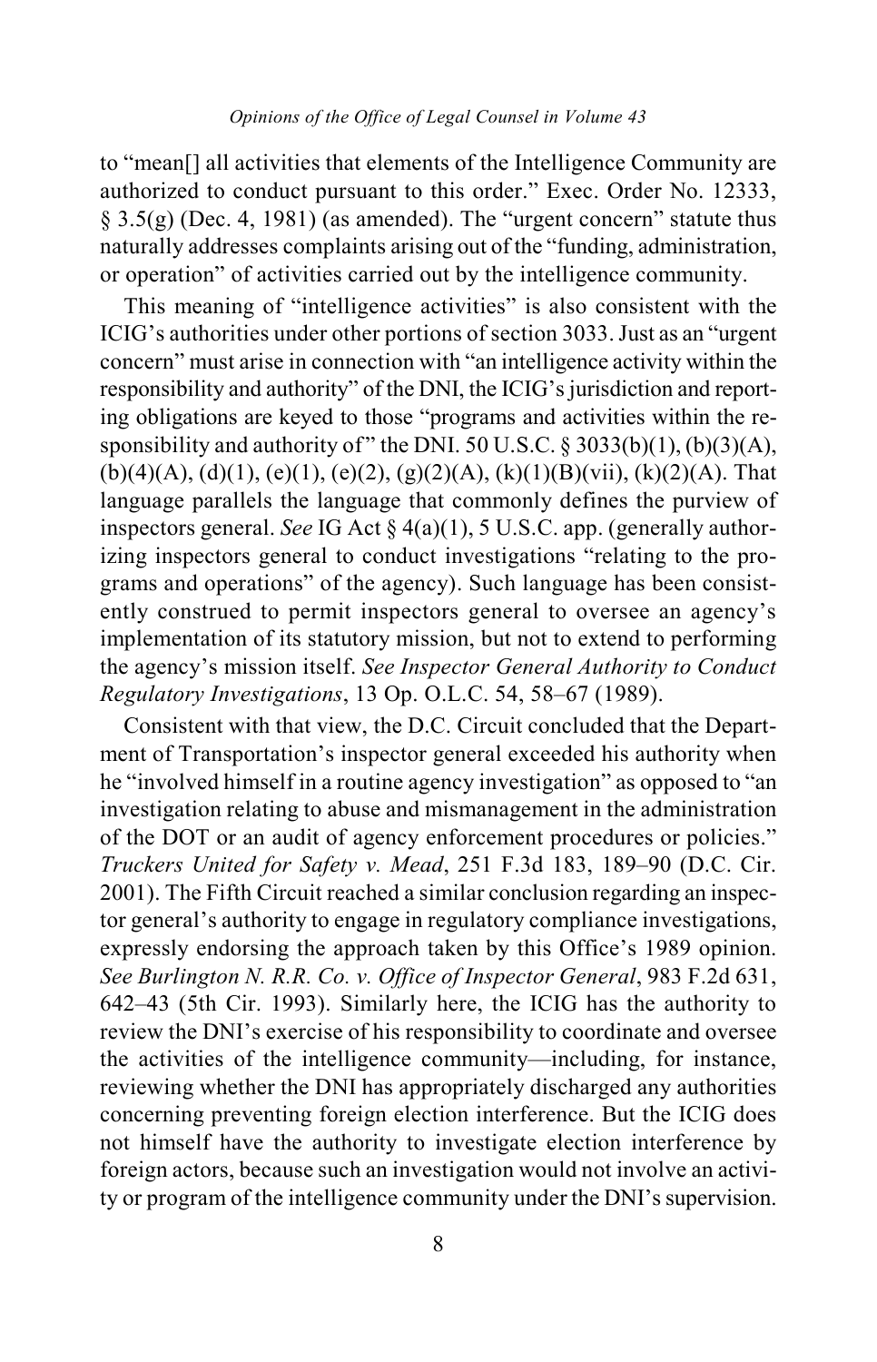to "mean[] all activities that elements of the Intelligence Community are authorized to conduct pursuant to this order." Exec. Order No. 12333, § 3.5(g) (Dec. 4, 1981) (as amended). The "urgent concern" statute thus naturally addresses complaints arising out of the "funding, administration, or operation" of activities carried out by the intelligence community.

This meaning of "intelligence activities" is also consistent with the ICIG's authorities under other portions of section 3033. Just as an "urgent concern" must arise in connection with "an intelligence activity within the responsibility and authority" of the DNI, the ICIG's jurisdiction and reporting obligations are keyed to those "programs and activities within the responsibility and authority of" the DNI. 50 U.S.C. § 3033(b)(1), (b)(3)(A), (b)(4)(A), (d)(1), (e)(1), (e)(2), (g)(2)(A), (k)(1)(B)(vii), (k)(2)(A). That language parallels the language that commonly defines the purview of inspectors general. *See* IG Act § 4(a)(1), 5 U.S.C. app. (generally authorizing inspectors general to conduct investigations "relating to the programs and operations" of the agency). Such language has been consistently construed to permit inspectors general to oversee an agency's implementation of its statutory mission, but not to extend to performing the agency's mission itself. *See Inspector General Authority to Conduct Regulatory Investigations*, 13 Op. O.L.C. 54, 58–67 (1989).

Consistent with that view, the D.C. Circuit concluded that the Department of Transportation's inspector general exceeded his authority when he "involved himself in a routine agency investigation" as opposed to "an investigation relating to abuse and mismanagement in the administration of the DOT or an audit of agency enforcement procedures or policies." *Truckers United for Safety v. Mead*, 251 F.3d 183, 189–90 (D.C. Cir. 2001). The Fifth Circuit reached a similar conclusion regarding an inspector general's authority to engage in regulatory compliance investigations, expressly endorsing the approach taken by this Office's 1989 opinion. *See Burlington N. R.R. Co. v. Office of Inspector General*, 983 F.2d 631, 642–43 (5th Cir. 1993). Similarly here, the ICIG has the authority to review the DNI's exercise of his responsibility to coordinate and oversee the activities of the intelligence community—including, for instance, reviewing whether the DNI has appropriately discharged any authorities concerning preventing foreign election interference. But the ICIG does not himself have the authority to investigate election interference by foreign actors, because such an investigation would not involve an activity or program of the intelligence community under the DNI's supervision.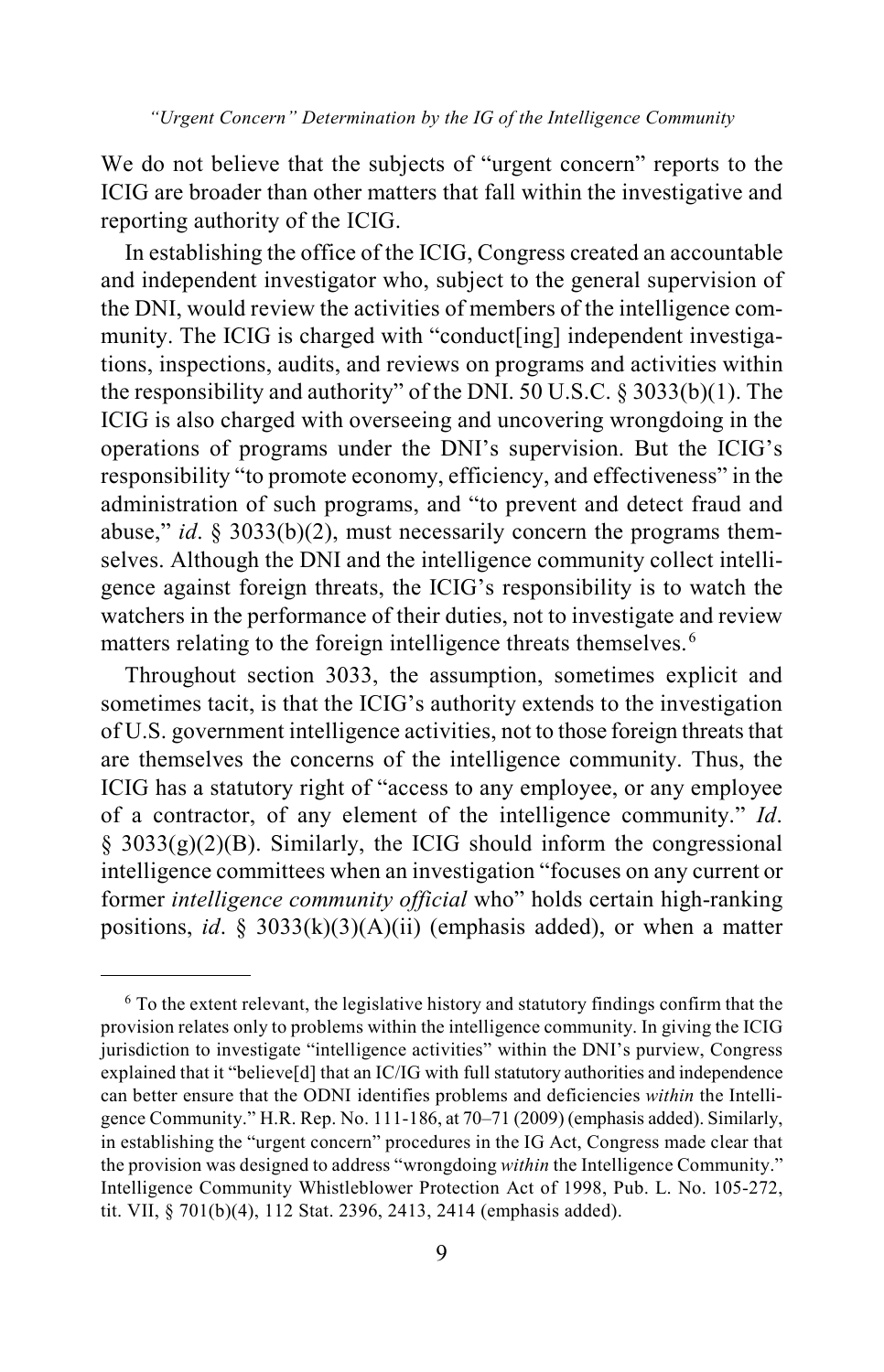We do not believe that the subjects of "urgent concern" reports to the ICIG are broader than other matters that fall within the investigative and reporting authority of the ICIG.

In establishing the office of the ICIG, Congress created an accountable and independent investigator who, subject to the general supervision of the DNI, would review the activities of members of the intelligence community. The ICIG is charged with "conduct[ing] independent investigations, inspections, audits, and reviews on programs and activities within the responsibility and authority" of the DNI. 50 U.S.C. § 3033(b)(1). The ICIG is also charged with overseeing and uncovering wrongdoing in the operations of programs under the DNI's supervision. But the ICIG's responsibility "to promote economy, efficiency, and effectiveness" in the administration of such programs, and "to prevent and detect fraud and abuse," *id*. § 3033(b)(2), must necessarily concern the programs themselves. Although the DNI and the intelligence community collect intelligence against foreign threats, the ICIG's responsibility is to watch the watchers in the performance of their duties, not to investigate and review matters relating to the foreign intelligence threats themselves.[6]

Throughout section 3033, the assumption, sometimes explicit and sometimes tacit, is that the ICIG's authority extends to the investigation of U.S. government intelligence activities, not to those foreign threats that are themselves the concerns of the intelligence community. Thus, the ICIG has a statutory right of "access to any employee, or any employee of a contractor, of any element of the intelligence community." *Id*. § 3033(g)(2)(B). Similarly, the ICIG should inform the congressional intelligence committees when an investigation "focuses on any current or former *intelligence community official* who" holds certain high-ranking positions, *id*. § 3033(k)(3)(A)(ii) (emphasis added), or when a matter

---

[6] To the extent relevant, the legislative history and statutory findings confirm that the provision relates only to problems within the intelligence community. In giving the ICIG jurisdiction to investigate "intelligence activities" within the DNI's purview, Congress explained that it "believe[d] that an IC/IG with full statutory authorities and independence can better ensure that the ODNI identifies problems and deficiencies *within* the Intelligence Community." H.R. Rep. No. 111-186, at 70–71 (2009) (emphasis added). Similarly, in establishing the "urgent concern" procedures in the IG Act, Congress made clear that the provision was designed to address "wrongdoing *within* the Intelligence Community." Intelligence Community Whistleblower Protection Act of 1998, Pub. L. No. 105-272, tit. VII, § 701(b)(4), 112 Stat. 2396, 2413, 2414 (emphasis added).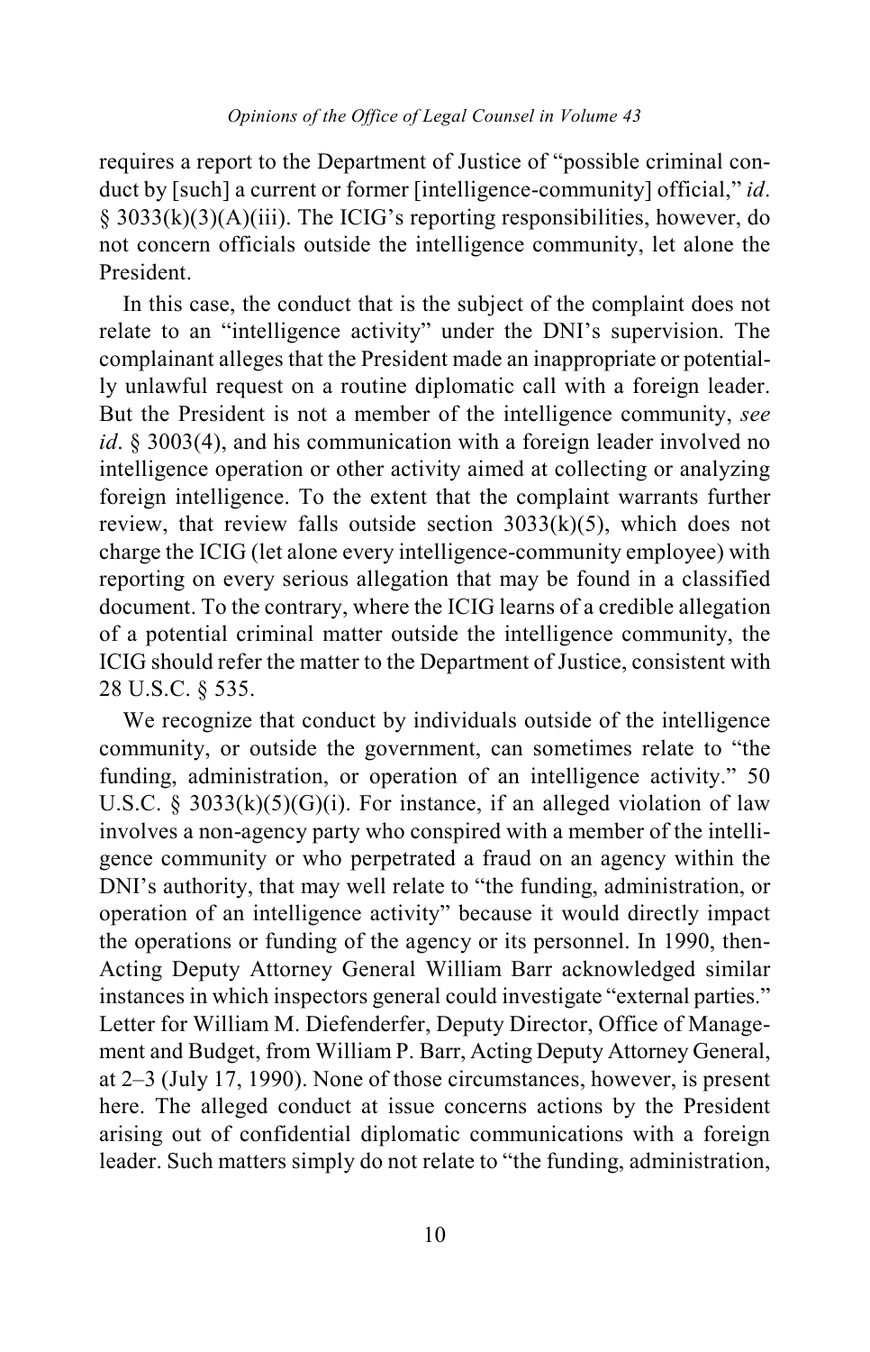requires a report to the Department of Justice of "possible criminal conduct by [such] a current or former [intelligence-community] official," *id*. § 3033(k)(3)(A)(iii). The ICIG's reporting responsibilities, however, do not concern officials outside the intelligence community, let alone the President.

In this case, the conduct that is the subject of the complaint does not relate to an "intelligence activity" under the DNI's supervision. The complainant alleges that the President made an inappropriate or potentially unlawful request on a routine diplomatic call with a foreign leader. But the President is not a member of the intelligence community, *see id*. § 3003(4), and his communication with a foreign leader involved no intelligence operation or other activity aimed at collecting or analyzing foreign intelligence. To the extent that the complaint warrants further review, that review falls outside section 3033(k)(5), which does not charge the ICIG (let alone every intelligence-community employee) with reporting on every serious allegation that may be found in a classified document. To the contrary, where the ICIG learns of a credible allegation of a potential criminal matter outside the intelligence community, the ICIG should refer the matter to the Department of Justice, consistent with 28 U.S.C. § 535.

We recognize that conduct by individuals outside of the intelligence community, or outside the government, can sometimes relate to "the funding, administration, or operation of an intelligence activity." 50 U.S.C. § 3033(k)(5)(G)(i). For instance, if an alleged violation of law involves a non-agency party who conspired with a member of the intelligence community or who perpetrated a fraud on an agency within the DNI's authority, that may well relate to "the funding, administration, or operation of an intelligence activity" because it would directly impact the operations or funding of the agency or its personnel. In 1990, then-Acting Deputy Attorney General William Barr acknowledged similar instances in which inspectors general could investigate "external parties." Letter for William M. Diefenderfer, Deputy Director, Office of Management and Budget, from William P. Barr, Acting Deputy Attorney General, at 2–3 (July 17, 1990). None of those circumstances, however, is present here. The alleged conduct at issue concerns actions by the President arising out of confidential diplomatic communications with a foreign leader. Such matters simply do not relate to "the funding, administration,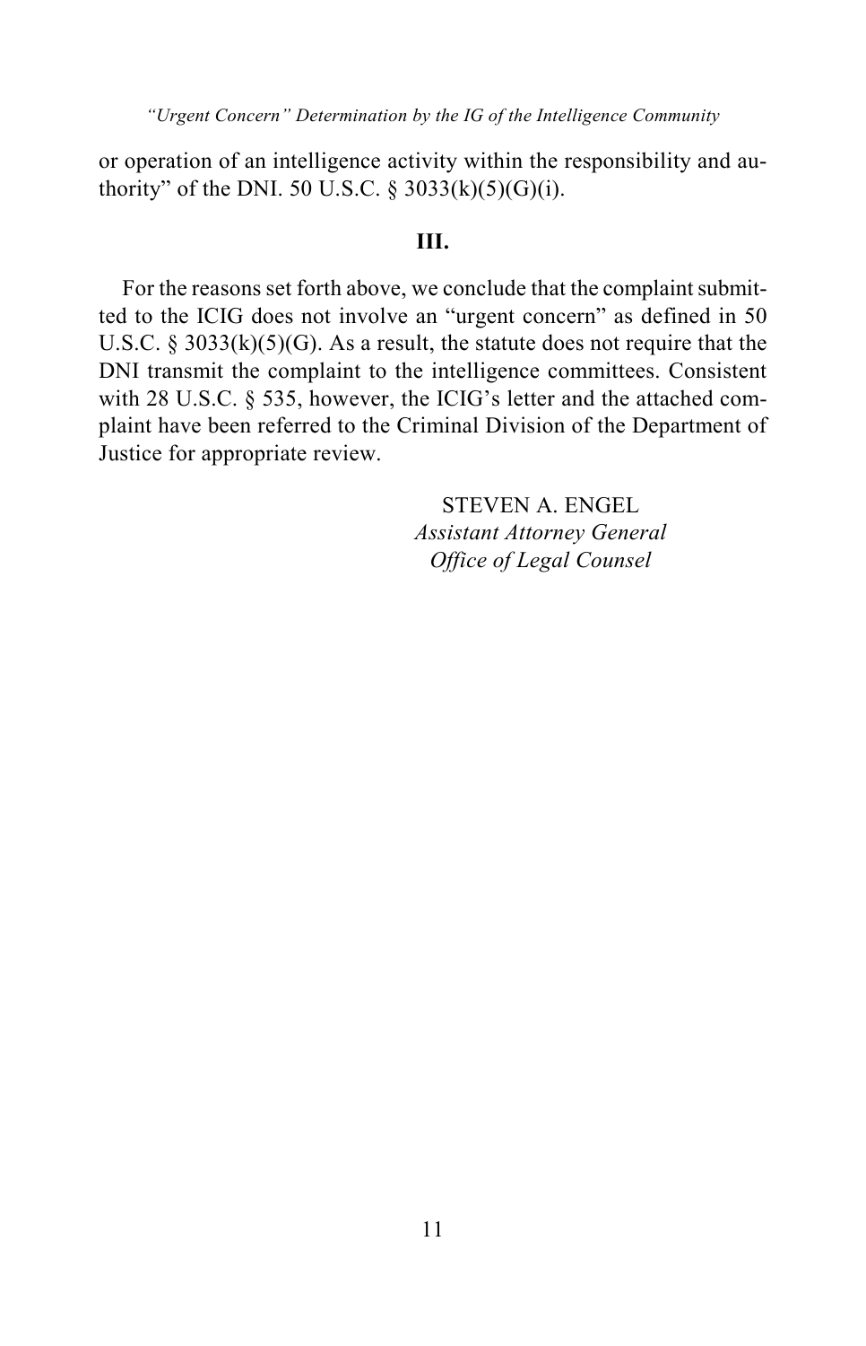or operation of an intelligence activity within the responsibility and authority" of the DNI. 50 U.S.C. § 3033(k)(5)(G)(i).

## III.

For the reasons set forth above, we conclude that the complaint submitted to the ICIG does not involve an "urgent concern" as defined in 50 U.S.C. § 3033(k)(5)(G). As a result, the statute does not require that the DNI transmit the complaint to the intelligence committees. Consistent with 28 U.S.C. § 535, however, the ICIG's letter and the attached complaint have been referred to the Criminal Division of the Department of Justice for appropriate review.

STEVEN A. ENGEL
*Assistant Attorney General*
*Office of Legal Counsel*